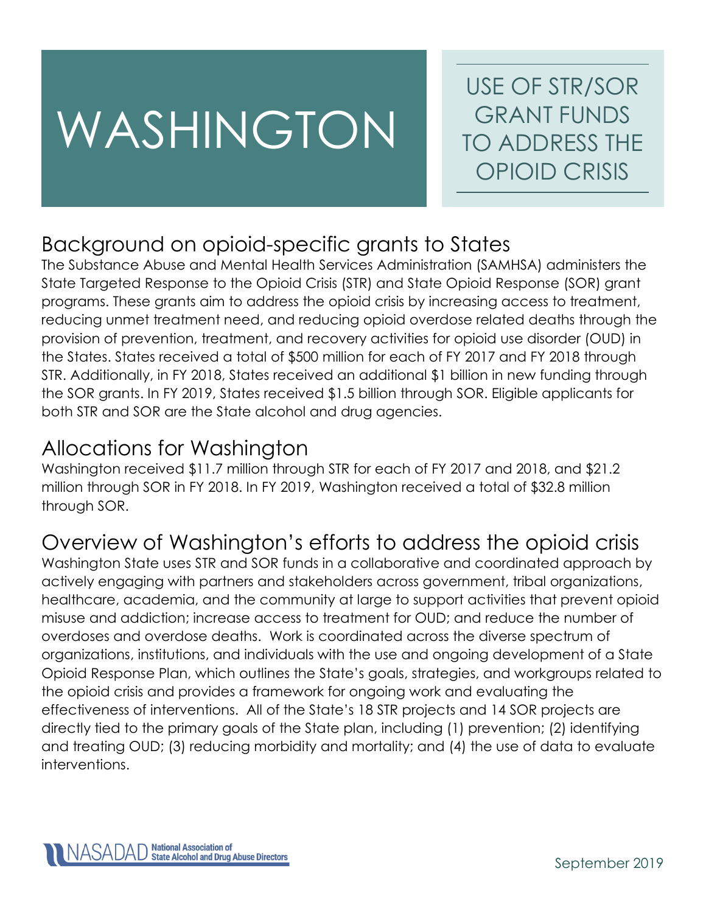# WASHINGTON

## USE OF STR/SOR GRANT FUNDS TO ADDRESS THE OPIOID CRISIS

## Background on opioid-specific grants to States

The Substance Abuse and Mental Health Services Administration (SAMHSA) administers the State Targeted Response to the Opioid Crisis (STR) and State Opioid Response (SOR) grant programs. These grants aim to address the opioid crisis by increasing access to treatment, reducing unmet treatment need, and reducing opioid overdose related deaths through the provision of prevention, treatment, and recovery activities for opioid use disorder (OUD) in the States. States received a total of $500 million for each of FY 2017 and FY 2018 through STR. Additionally, in FY 2018, States received an additional $1 billion in new funding through the SOR grants. In FY 2019, States received $1.5 billion through SOR. Eligible applicants for both STR and SOR are the State alcohol and drug agencies.

## Allocations for Washington

Washington received $11.7 million through STR for each of FY 2017 and 2018, and $21.2 million through SOR in FY 2018. In FY 2019, Washington received a total of $32.8 million through SOR.

## Overview of Washington's efforts to address the opioid crisis

Washington State uses STR and SOR funds in a collaborative and coordinated approach by actively engaging with partners and stakeholders across government, tribal organizations, healthcare, academia, and the community at large to support activities that prevent opioid misuse and addiction; increase access to treatment for OUD; and reduce the number of overdoses and overdose deaths. Work is coordinated across the diverse spectrum of organizations, institutions, and individuals with the use and ongoing development of a State Opioid Response Plan, which outlines the State's goals, strategies, and workgroups related to the opioid crisis and provides a framework for ongoing work and evaluating the effectiveness of interventions. All of the State's 18 STR projects and 14 SOR projects are directly tied to the primary goals of the State plan, including (1) prevention; (2) identifying and treating OUD; (3) reducing morbidity and mortality; and (4) the use of data to evaluate interventions.

NASADAD National Association of State Alcohol and Drug Abuse Directors

September 2019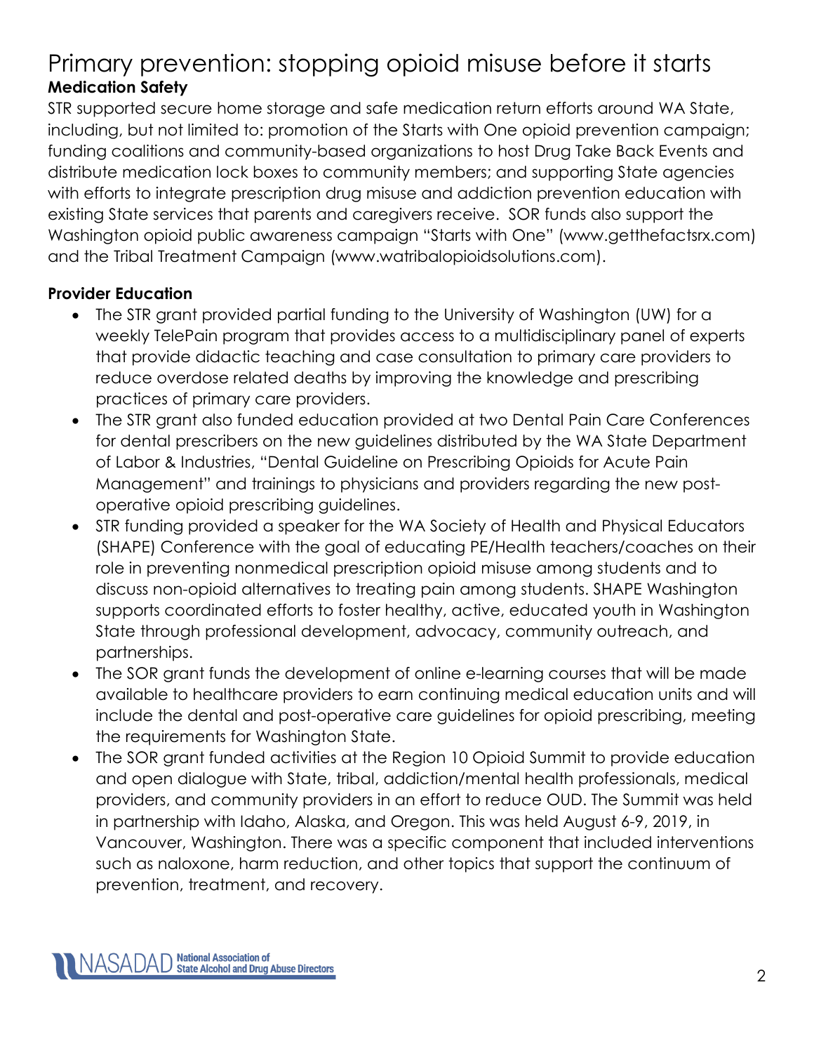# Primary prevention: stopping opioid misuse before it starts

**Medication Safety**

STR supported secure home storage and safe medication return efforts around WA State, including, but not limited to: promotion of the Starts with One opioid prevention campaign; funding coalitions and community-based organizations to host Drug Take Back Events and distribute medication lock boxes to community members; and supporting State agencies with efforts to integrate prescription drug misuse and addiction prevention education with existing State services that parents and caregivers receive. SOR funds also support the Washington opioid public awareness campaign "Starts with One" (www.getthefactsrx.com) and the Tribal Treatment Campaign (www.watribalopioidsolutions.com).

**Provider Education**

- The STR grant provided partial funding to the University of Washington (UW) for a weekly TelePain program that provides access to a multidisciplinary panel of experts that provide didactic teaching and case consultation to primary care providers to reduce overdose related deaths by improving the knowledge and prescribing practices of primary care providers.
- The STR grant also funded education provided at two Dental Pain Care Conferences for dental prescribers on the new guidelines distributed by the WA State Department of Labor & Industries, "Dental Guideline on Prescribing Opioids for Acute Pain Management" and trainings to physicians and providers regarding the new post-operative opioid prescribing guidelines.
- STR funding provided a speaker for the WA Society of Health and Physical Educators (SHAPE) Conference with the goal of educating PE/Health teachers/coaches on their role in preventing nonmedical prescription opioid misuse among students and to discuss non-opioid alternatives to treating pain among students. SHAPE Washington supports coordinated efforts to foster healthy, active, educated youth in Washington State through professional development, advocacy, community outreach, and partnerships.
- The SOR grant funds the development of online e-learning courses that will be made available to healthcare providers to earn continuing medical education units and will include the dental and post-operative care guidelines for opioid prescribing, meeting the requirements for Washington State.
- The SOR grant funded activities at the Region 10 Opioid Summit to provide education and open dialogue with State, tribal, addiction/mental health professionals, medical providers, and community providers in an effort to reduce OUD. The Summit was held in partnership with Idaho, Alaska, and Oregon. This was held August 6-9, 2019, in Vancouver, Washington. There was a specific component that included interventions such as naloxone, harm reduction, and other topics that support the continuum of prevention, treatment, and recovery.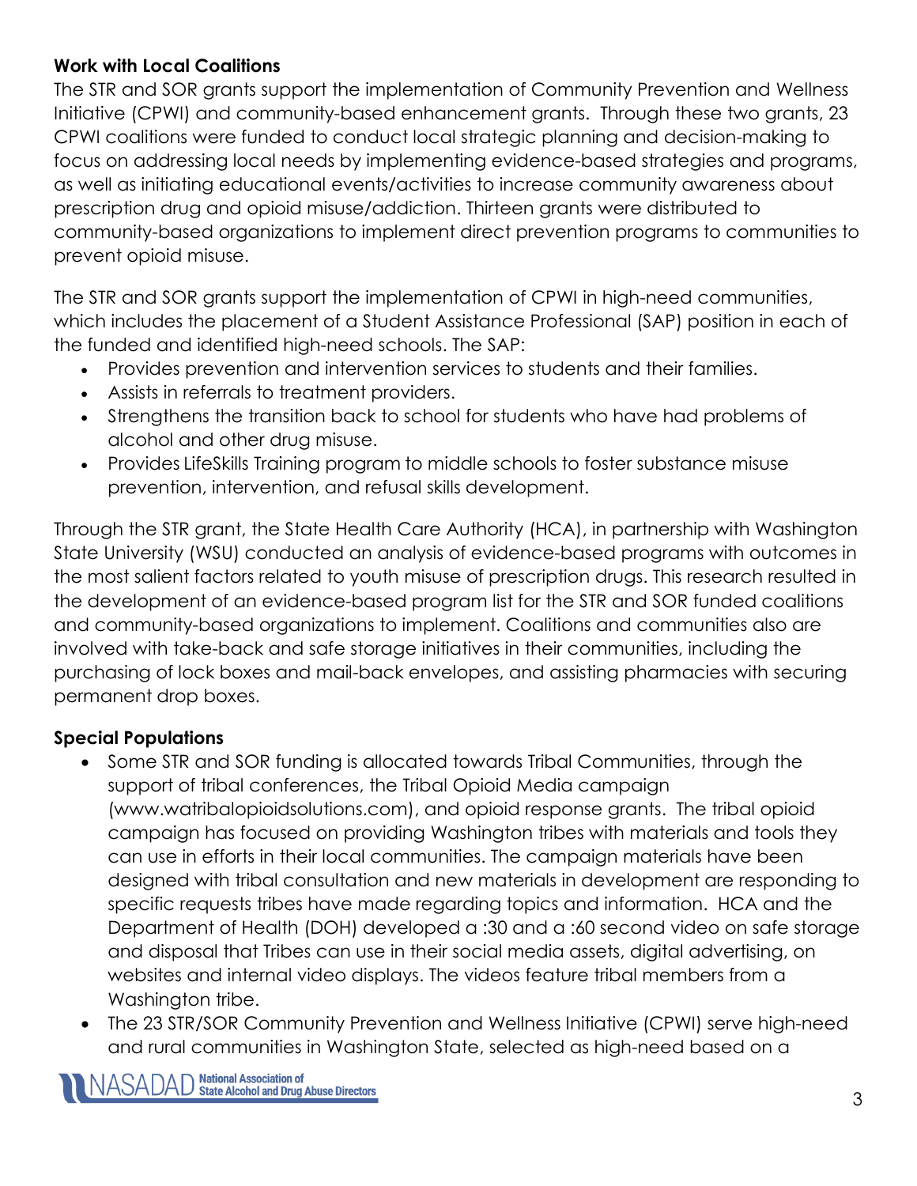**Work with Local Coalitions**

The STR and SOR grants support the implementation of Community Prevention and Wellness Initiative (CPWI) and community-based enhancement grants. Through these two grants, 23 CPWI coalitions were funded to conduct local strategic planning and decision-making to focus on addressing local needs by implementing evidence-based strategies and programs, as well as initiating educational events/activities to increase community awareness about prescription drug and opioid misuse/addiction. Thirteen grants were distributed to community-based organizations to implement direct prevention programs to communities to prevent opioid misuse.

The STR and SOR grants support the implementation of CPWI in high-need communities, which includes the placement of a Student Assistance Professional (SAP) position in each of the funded and identified high-need schools. The SAP:

- Provides prevention and intervention services to students and their families.
- Assists in referrals to treatment providers.
- Strengthens the transition back to school for students who have had problems of alcohol and other drug misuse.
- Provides LifeSkills Training program to middle schools to foster substance misuse prevention, intervention, and refusal skills development.

Through the STR grant, the State Health Care Authority (HCA), in partnership with Washington State University (WSU) conducted an analysis of evidence-based programs with outcomes in the most salient factors related to youth misuse of prescription drugs. This research resulted in the development of an evidence-based program list for the STR and SOR funded coalitions and community-based organizations to implement. Coalitions and communities also are involved with take-back and safe storage initiatives in their communities, including the purchasing of lock boxes and mail-back envelopes, and assisting pharmacies with securing permanent drop boxes.

**Special Populations**

- Some STR and SOR funding is allocated towards Tribal Communities, through the support of tribal conferences, the Tribal Opioid Media campaign (www.watribalopioidsolutions.com), and opioid response grants. The tribal opioid campaign has focused on providing Washington tribes with materials and tools they can use in efforts in their local communities. The campaign materials have been designed with tribal consultation and new materials in development are responding to specific requests tribes have made regarding topics and information. HCA and the Department of Health (DOH) developed a :30 and a :60 second video on safe storage and disposal that Tribes can use in their social media assets, digital advertising, on websites and internal video displays. The videos feature tribal members from a Washington tribe.
- The 23 STR/SOR Community Prevention and Wellness Initiative (CPWI) serve high-need and rural communities in Washington State, selected as high-need based on a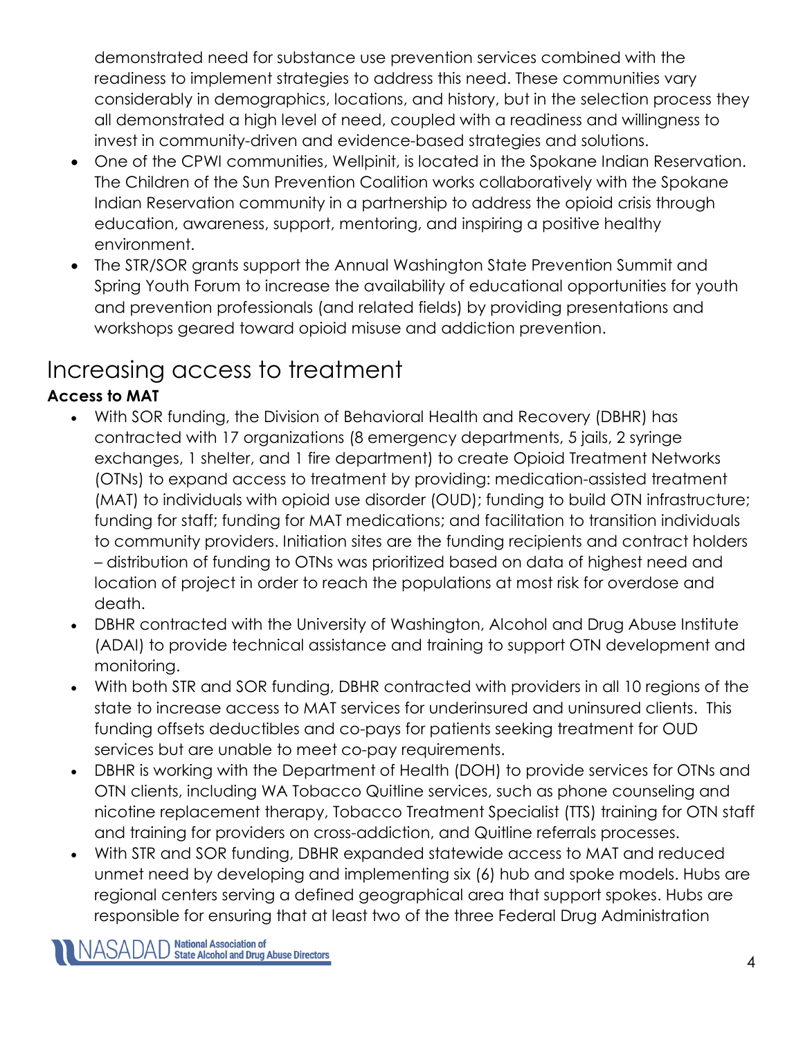demonstrated need for substance use prevention services combined with the readiness to implement strategies to address this need. These communities vary considerably in demographics, locations, and history, but in the selection process they all demonstrated a high level of need, coupled with a readiness and willingness to invest in community-driven and evidence-based strategies and solutions.

- One of the CPWI communities, Wellpinit, is located in the Spokane Indian Reservation. The Children of the Sun Prevention Coalition works collaboratively with the Spokane Indian Reservation community in a partnership to address the opioid crisis through education, awareness, support, mentoring, and inspiring a positive healthy environment.
- The STR/SOR grants support the Annual Washington State Prevention Summit and Spring Youth Forum to increase the availability of educational opportunities for youth and prevention professionals (and related fields) by providing presentations and workshops geared toward opioid misuse and addiction prevention.

# Increasing access to treatment

**Access to MAT**

- With SOR funding, the Division of Behavioral Health and Recovery (DBHR) has contracted with 17 organizations (8 emergency departments, 5 jails, 2 syringe exchanges, 1 shelter, and 1 fire department) to create Opioid Treatment Networks (OTNs) to expand access to treatment by providing: medication-assisted treatment (MAT) to individuals with opioid use disorder (OUD); funding to build OTN infrastructure; funding for staff; funding for MAT medications; and facilitation to transition individuals to community providers. Initiation sites are the funding recipients and contract holders – distribution of funding to OTNs was prioritized based on data of highest need and location of project in order to reach the populations at most risk for overdose and death.
- DBHR contracted with the University of Washington, Alcohol and Drug Abuse Institute (ADAI) to provide technical assistance and training to support OTN development and monitoring.
- With both STR and SOR funding, DBHR contracted with providers in all 10 regions of the state to increase access to MAT services for underinsured and uninsured clients. This funding offsets deductibles and co-pays for patients seeking treatment for OUD services but are unable to meet co-pay requirements.
- DBHR is working with the Department of Health (DOH) to provide services for OTNs and OTN clients, including WA Tobacco Quitline services, such as phone counseling and nicotine replacement therapy, Tobacco Treatment Specialist (TTS) training for OTN staff and training for providers on cross-addiction, and Quitline referrals processes.
- With STR and SOR funding, DBHR expanded statewide access to MAT and reduced unmet need by developing and implementing six (6) hub and spoke models. Hubs are regional centers serving a defined geographical area that support spokes. Hubs are responsible for ensuring that at least two of the three Federal Drug Administration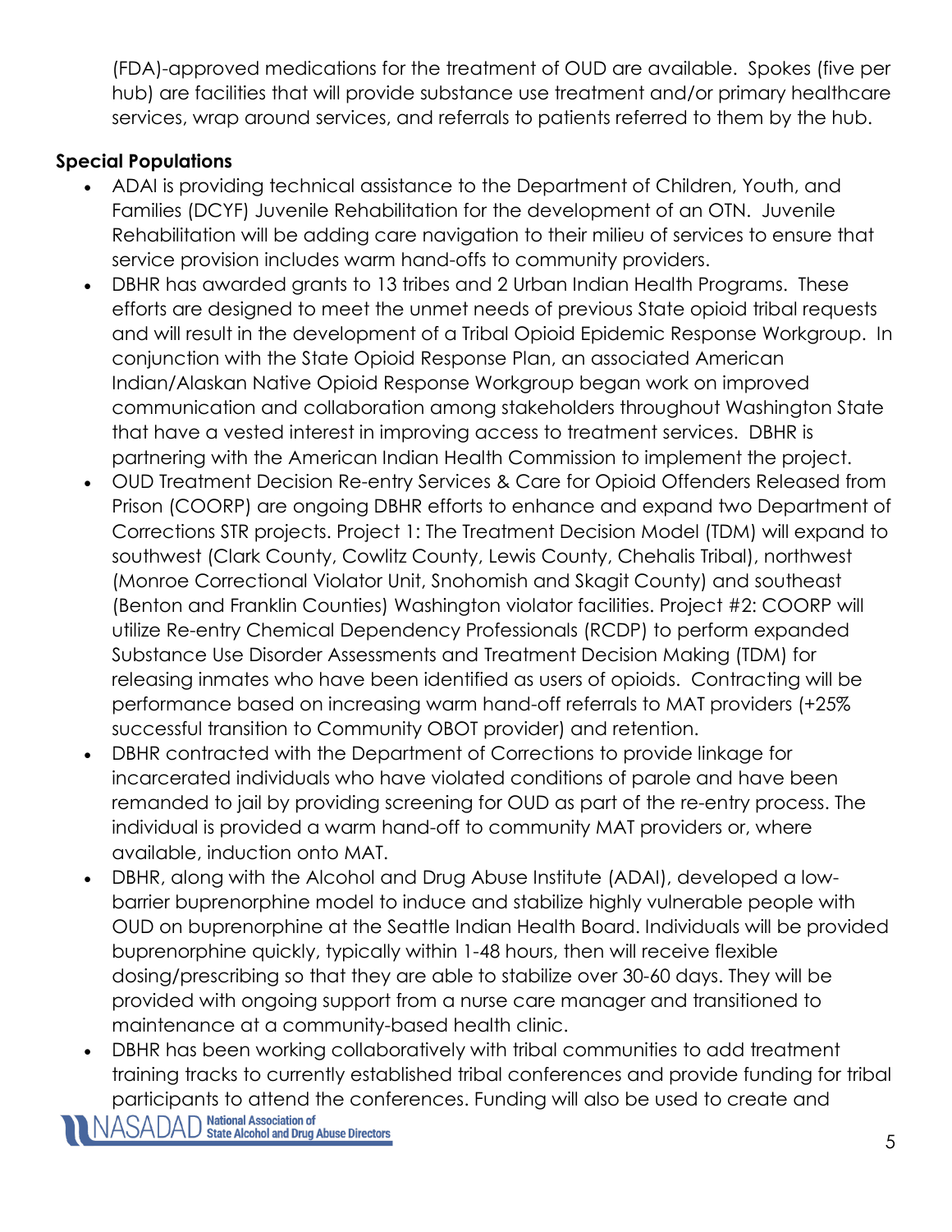(FDA)-approved medications for the treatment of OUD are available. Spokes (five per hub) are facilities that will provide substance use treatment and/or primary healthcare services, wrap around services, and referrals to patients referred to them by the hub.

**Special Populations**

- ADAI is providing technical assistance to the Department of Children, Youth, and Families (DCYF) Juvenile Rehabilitation for the development of an OTN. Juvenile Rehabilitation will be adding care navigation to their milieu of services to ensure that service provision includes warm hand-offs to community providers.
- DBHR has awarded grants to 13 tribes and 2 Urban Indian Health Programs. These efforts are designed to meet the unmet needs of previous State opioid tribal requests and will result in the development of a Tribal Opioid Epidemic Response Workgroup. In conjunction with the State Opioid Response Plan, an associated American Indian/Alaskan Native Opioid Response Workgroup began work on improved communication and collaboration among stakeholders throughout Washington State that have a vested interest in improving access to treatment services. DBHR is partnering with the American Indian Health Commission to implement the project.
- OUD Treatment Decision Re-entry Services & Care for Opioid Offenders Released from Prison (COORP) are ongoing DBHR efforts to enhance and expand two Department of Corrections STR projects. Project 1: The Treatment Decision Model (TDM) will expand to southwest (Clark County, Cowlitz County, Lewis County, Chehalis Tribal), northwest (Monroe Correctional Violator Unit, Snohomish and Skagit County) and southeast (Benton and Franklin Counties) Washington violator facilities. Project #2: COORP will utilize Re-entry Chemical Dependency Professionals (RCDP) to perform expanded Substance Use Disorder Assessments and Treatment Decision Making (TDM) for releasing inmates who have been identified as users of opioids. Contracting will be performance based on increasing warm hand-off referrals to MAT providers (+25% successful transition to Community OBOT provider) and retention.
- DBHR contracted with the Department of Corrections to provide linkage for incarcerated individuals who have violated conditions of parole and have been remanded to jail by providing screening for OUD as part of the re-entry process. The individual is provided a warm hand-off to community MAT providers or, where available, induction onto MAT.
- DBHR, along with the Alcohol and Drug Abuse Institute (ADAI), developed a low-barrier buprenorphine model to induce and stabilize highly vulnerable people with OUD on buprenorphine at the Seattle Indian Health Board. Individuals will be provided buprenorphine quickly, typically within 1-48 hours, then will receive flexible dosing/prescribing so that they are able to stabilize over 30-60 days. They will be provided with ongoing support from a nurse care manager and transitioned to maintenance at a community-based health clinic.
- DBHR has been working collaboratively with tribal communities to add treatment training tracks to currently established tribal conferences and provide funding for tribal participants to attend the conferences. Funding will also be used to create and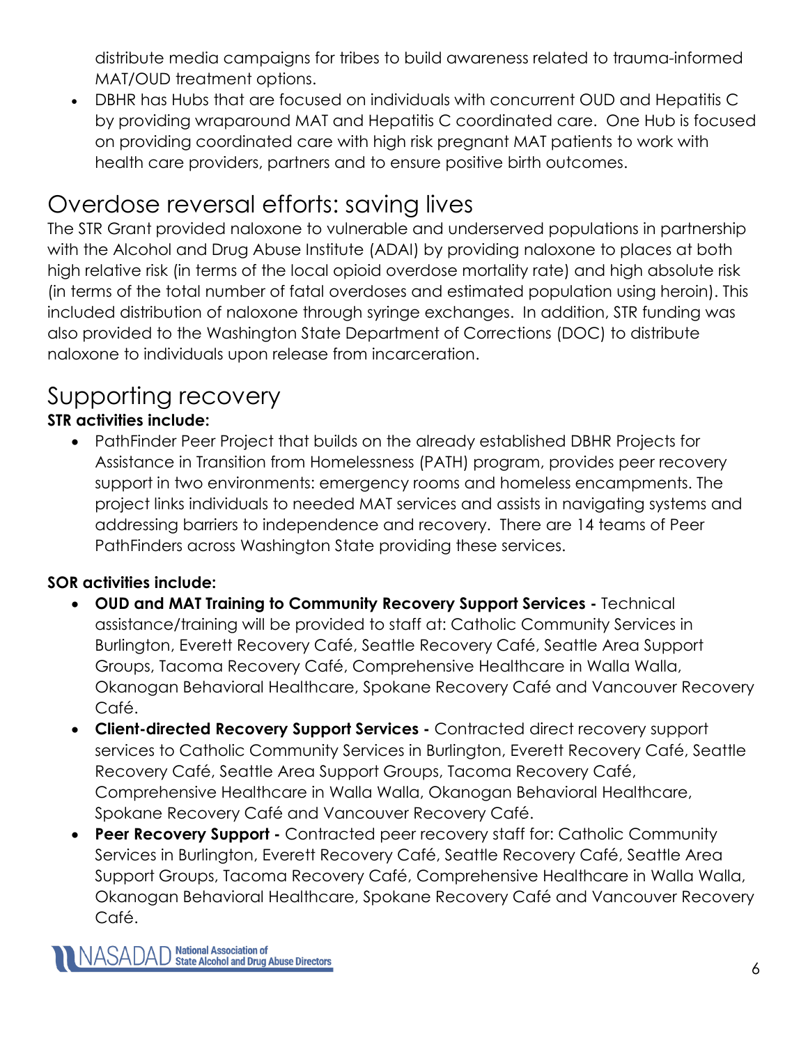distribute media campaigns for tribes to build awareness related to trauma-informed MAT/OUD treatment options.

- DBHR has Hubs that are focused on individuals with concurrent OUD and Hepatitis C by providing wraparound MAT and Hepatitis C coordinated care. One Hub is focused on providing coordinated care with high risk pregnant MAT patients to work with health care providers, partners and to ensure positive birth outcomes.

## Overdose reversal efforts: saving lives

The STR Grant provided naloxone to vulnerable and underserved populations in partnership with the Alcohol and Drug Abuse Institute (ADAI) by providing naloxone to places at both high relative risk (in terms of the local opioid overdose mortality rate) and high absolute risk (in terms of the total number of fatal overdoses and estimated population using heroin). This included distribution of naloxone through syringe exchanges. In addition, STR funding was also provided to the Washington State Department of Corrections (DOC) to distribute naloxone to individuals upon release from incarceration.

## Supporting recovery

**STR activities include:**

- PathFinder Peer Project that builds on the already established DBHR Projects for Assistance in Transition from Homelessness (PATH) program, provides peer recovery support in two environments: emergency rooms and homeless encampments. The project links individuals to needed MAT services and assists in navigating systems and addressing barriers to independence and recovery. There are 14 teams of Peer PathFinders across Washington State providing these services.

**SOR activities include:**

- **OUD and MAT Training to Community Recovery Support Services -** Technical assistance/training will be provided to staff at: Catholic Community Services in Burlington, Everett Recovery Café, Seattle Recovery Café, Seattle Area Support Groups, Tacoma Recovery Café, Comprehensive Healthcare in Walla Walla, Okanogan Behavioral Healthcare, Spokane Recovery Café and Vancouver Recovery Café.
- **Client-directed Recovery Support Services -** Contracted direct recovery support services to Catholic Community Services in Burlington, Everett Recovery Café, Seattle Recovery Café, Seattle Area Support Groups, Tacoma Recovery Café, Comprehensive Healthcare in Walla Walla, Okanogan Behavioral Healthcare, Spokane Recovery Café and Vancouver Recovery Café.
- **Peer Recovery Support -** Contracted peer recovery staff for: Catholic Community Services in Burlington, Everett Recovery Café, Seattle Recovery Café, Seattle Area Support Groups, Tacoma Recovery Café, Comprehensive Healthcare in Walla Walla, Okanogan Behavioral Healthcare, Spokane Recovery Café and Vancouver Recovery Café.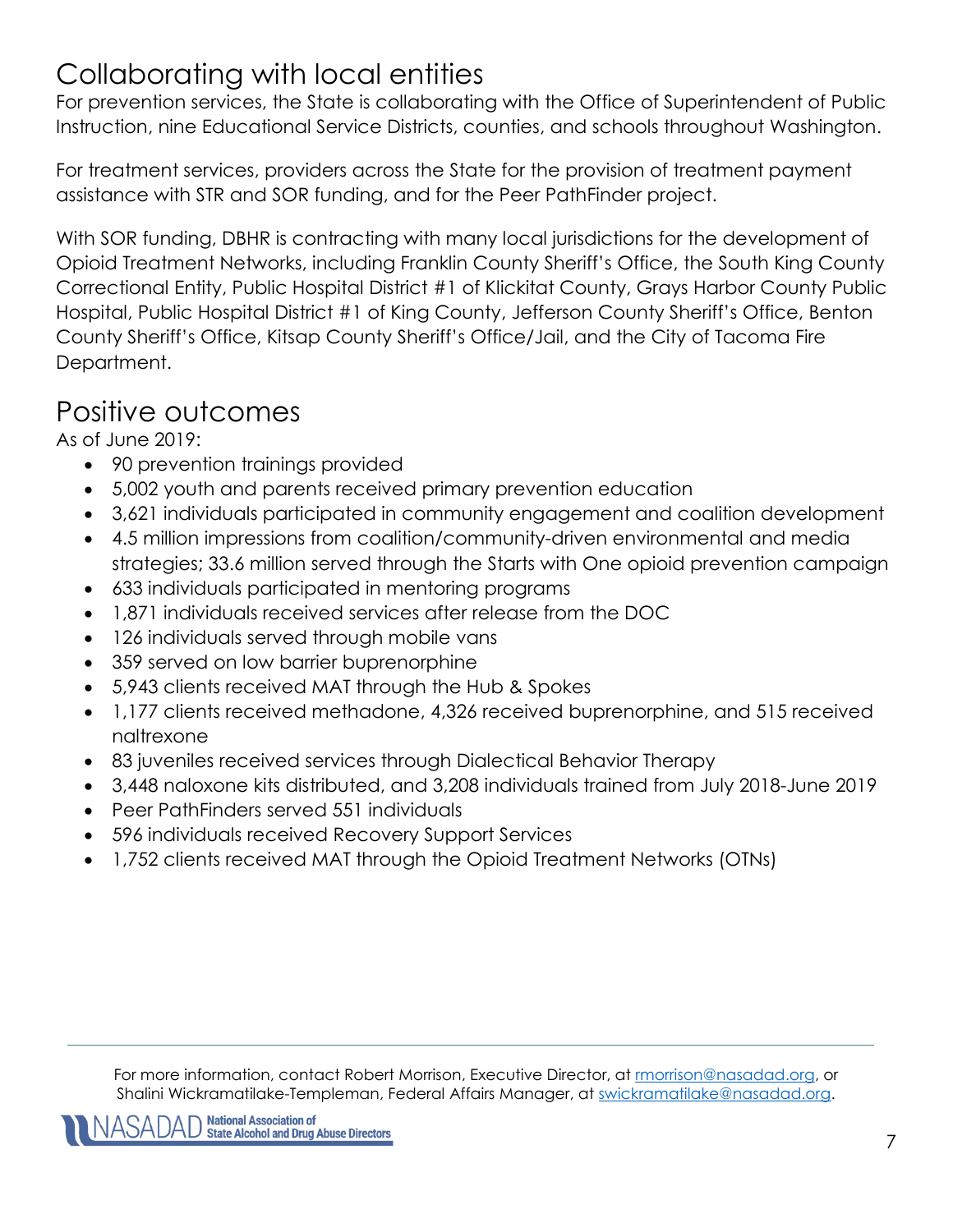## Collaborating with local entities

For prevention services, the State is collaborating with the Office of Superintendent of Public Instruction, nine Educational Service Districts, counties, and schools throughout Washington.

For treatment services, providers across the State for the provision of treatment payment assistance with STR and SOR funding, and for the Peer PathFinder project.

With SOR funding, DBHR is contracting with many local jurisdictions for the development of Opioid Treatment Networks, including Franklin County Sheriff's Office, the South King County Correctional Entity, Public Hospital District #1 of Klickitat County, Grays Harbor County Public Hospital, Public Hospital District #1 of King County, Jefferson County Sheriff's Office, Benton County Sheriff's Office, Kitsap County Sheriff's Office/Jail, and the City of Tacoma Fire Department.

## Positive outcomes

As of June 2019:

- 90 prevention trainings provided
- 5,002 youth and parents received primary prevention education
- 3,621 individuals participated in community engagement and coalition development
- 4.5 million impressions from coalition/community-driven environmental and media strategies; 33.6 million served through the Starts with One opioid prevention campaign
- 633 individuals participated in mentoring programs
- 1,871 individuals received services after release from the DOC
- 126 individuals served through mobile vans
- 359 served on low barrier buprenorphine
- 5,943 clients received MAT through the Hub & Spokes
- 1,177 clients received methadone, 4,326 received buprenorphine, and 515 received naltrexone
- 83 juveniles received services through Dialectical Behavior Therapy
- 3,448 naloxone kits distributed, and 3,208 individuals trained from July 2018-June 2019
- Peer PathFinders served 551 individuals
- 596 individuals received Recovery Support Services
- 1,752 clients received MAT through the Opioid Treatment Networks (OTNs)

For more information, contact Robert Morrison, Executive Director, at rmorrison@nasadad.org, or Shalini Wickramatilake-Templeman, Federal Affairs Manager, at swickramatilake@nasadad.org.

NASADAD National Association of State Alcohol and Drug Abuse Directors